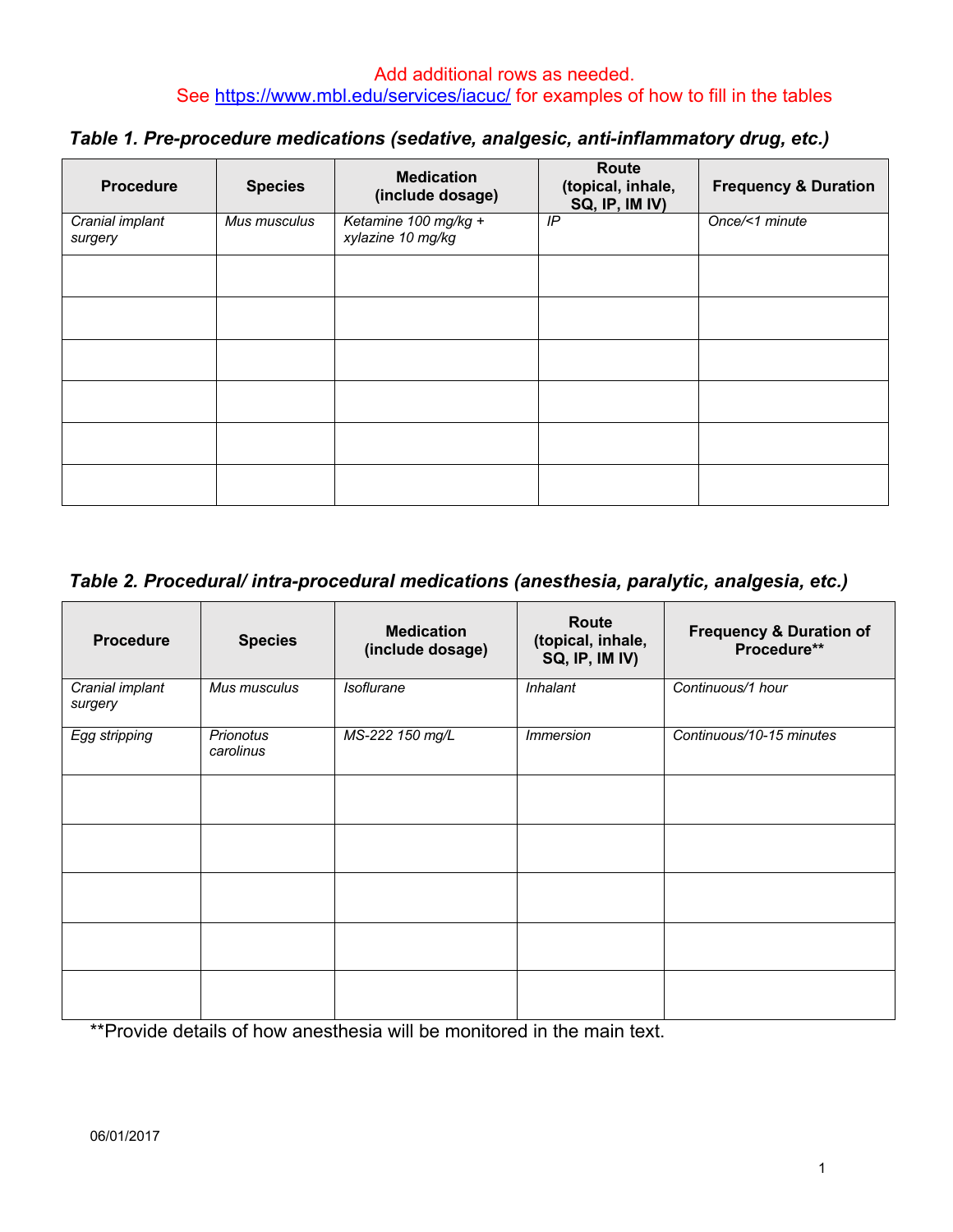Add additional rows as needed.
See https://www.mbl.edu/services/iacuc/ for examples of how to fill in the tables

***Table 1. Pre-procedure medications (sedative, analgesic, anti-inflammatory drug, etc.)***

| Procedure | Species | Medication (include dosage) | Route (topical, inhale, SQ, IP, IM IV) | Frequency & Duration |
|---|---|---|---|---|
| *Cranial implant surgery* | *Mus musculus* | *Ketamine 100 mg/kg + xylazine 10 mg/kg* | *IP* | *Once/<1 minute* |
| | | | | |
| | | | | |
| | | | | |
| | | | | |
| | | | | |
| | | | | |

***Table 2. Procedural/ intra-procedural medications (anesthesia, paralytic, analgesia, etc.)***

| Procedure | Species | Medication (include dosage) | Route (topical, inhale, SQ, IP, IM IV) | Frequency & Duration of Procedure** |
|---|---|---|---|---|
| *Cranial implant surgery* | *Mus musculus* | *Isoflurane* | *Inhalant* | *Continuous/1 hour* |
| *Egg stripping* | *Prionotus carolinus* | *MS-222 150 mg/L* | *Immersion* | *Continuous/10-15 minutes* |
| | | | | |
| | | | | |
| | | | | |
| | | | | |
| | | | | |

**Provide details of how anesthesia will be monitored in the main text.

06/01/2017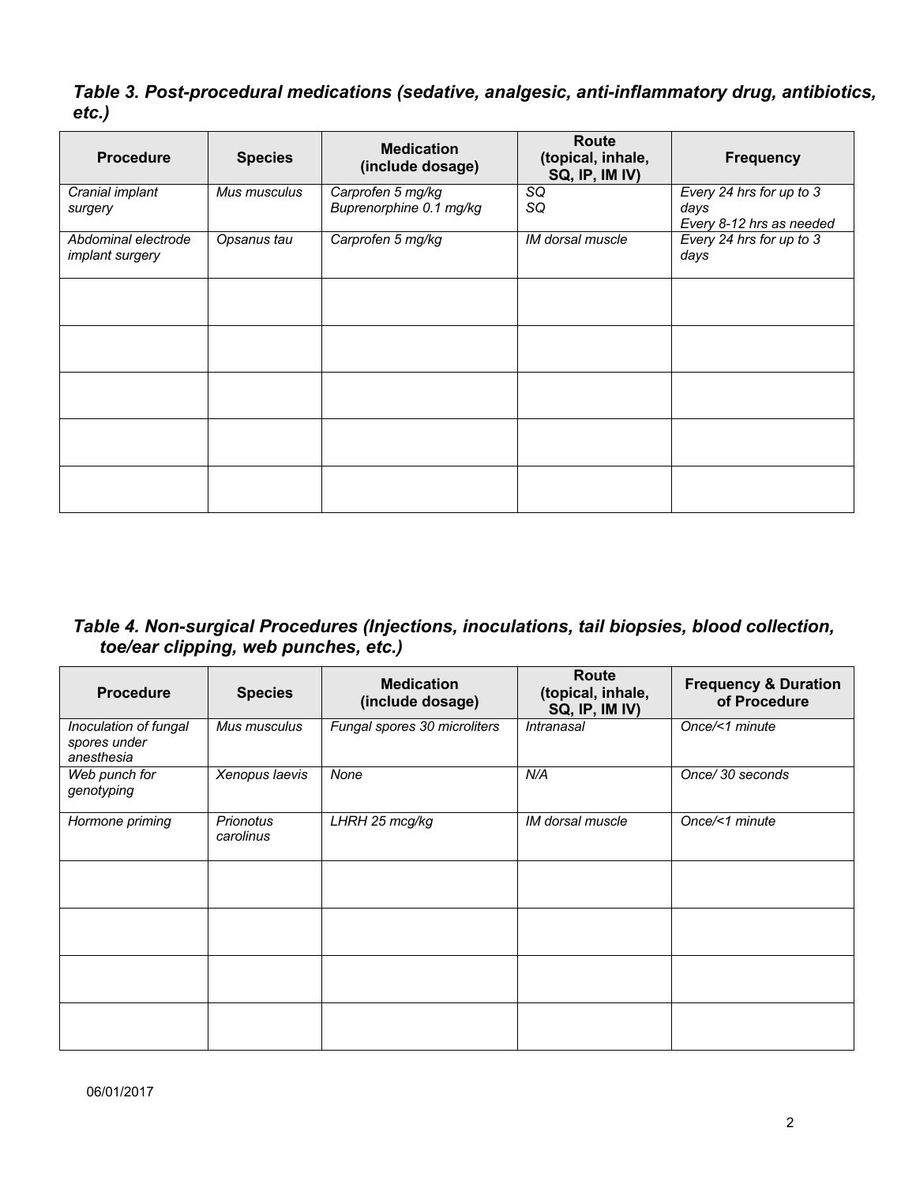### *Table 3. Post-procedural medications (sedative, analgesic, anti-inflammatory drug, antibiotics, etc.)*

| Procedure | Species | Medication (include dosage) | Route (topical, inhale, SQ, IP, IM IV) | Frequency |
|---|---|---|---|---|
| *Cranial implant surgery* | *Mus musculus* | *Carprofen 5 mg/kg*<br>*Buprenorphine 0.1 mg/kg* | *SQ*<br>*SQ* | *Every 24 hrs for up to 3 days*<br>*Every 8-12 hrs as needed* |
| *Abdominal electrode implant surgery* | *Opsanus tau* | *Carprofen 5 mg/kg* | *IM dorsal muscle* | *Every 24 hrs for up to 3 days* |
| | | | | |
| | | | | |
| | | | | |
| | | | | |
| | | | | |

### *Table 4. Non-surgical Procedures (Injections, inoculations, tail biopsies, blood collection, toe/ear clipping, web punches, etc.)*

| Procedure | Species | Medication (include dosage) | Route (topical, inhale, SQ, IP, IM IV) | Frequency & Duration of Procedure |
|---|---|---|---|---|
| *Inoculation of fungal spores under anesthesia* | *Mus musculus* | *Fungal spores 30 microliters* | *Intranasal* | *Once/<1 minute* |
| *Web punch for genotyping* | *Xenopus laevis* | *None* | *N/A* | *Once/ 30 seconds* |
| *Hormone priming* | *Prionotus carolinus* | *LHRH 25 mcg/kg* | *IM dorsal muscle* | *Once/<1 minute* |
| | | | | |
| | | | | |
| | | | | |
| | | | | |

06/01/2017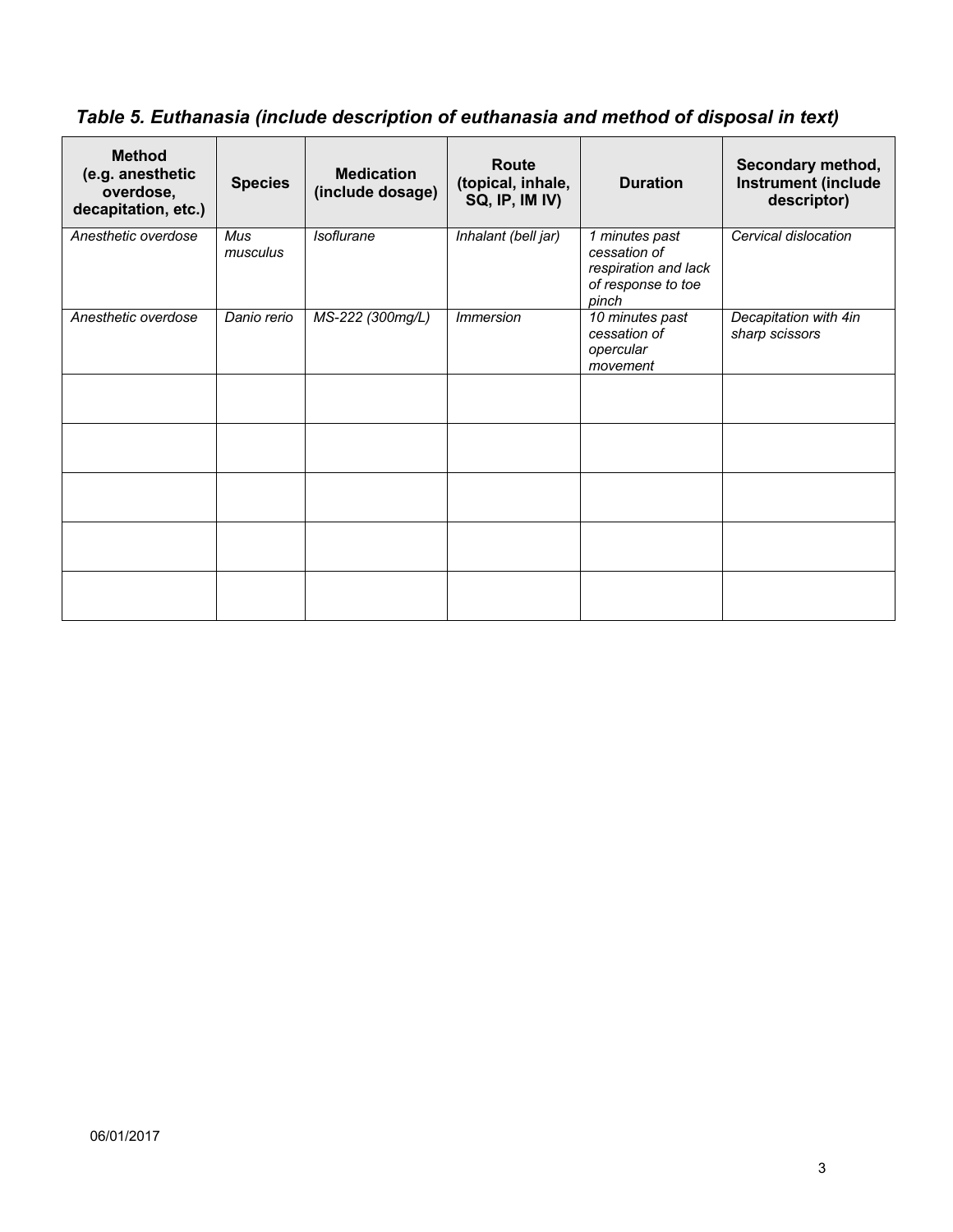***Table 5. Euthanasia (include description of euthanasia and method of disposal in text)***

| **Method (e.g. anesthetic overdose, decapitation, etc.)** | **Species** | **Medication (include dosage)** | **Route (topical, inhale, SQ, IP, IM IV)** | **Duration** | **Secondary method, Instrument (include descriptor)** |
|---|---|---|---|---|---|
| *Anesthetic overdose* | *Mus musculus* | *Isoflurane* | *Inhalant (bell jar)* | *1 minutes past cessation of respiration and lack of response to toe pinch* | *Cervical dislocation* |
| *Anesthetic overdose* | *Danio rerio* | *MS-222 (300mg/L)* | *Immersion* | *10 minutes past cessation of opercular movement* | *Decapitation with 4in sharp scissors* |
| | | | | | |
| | | | | | |
| | | | | | |
| | | | | | |
| | | | | | |

06/01/2017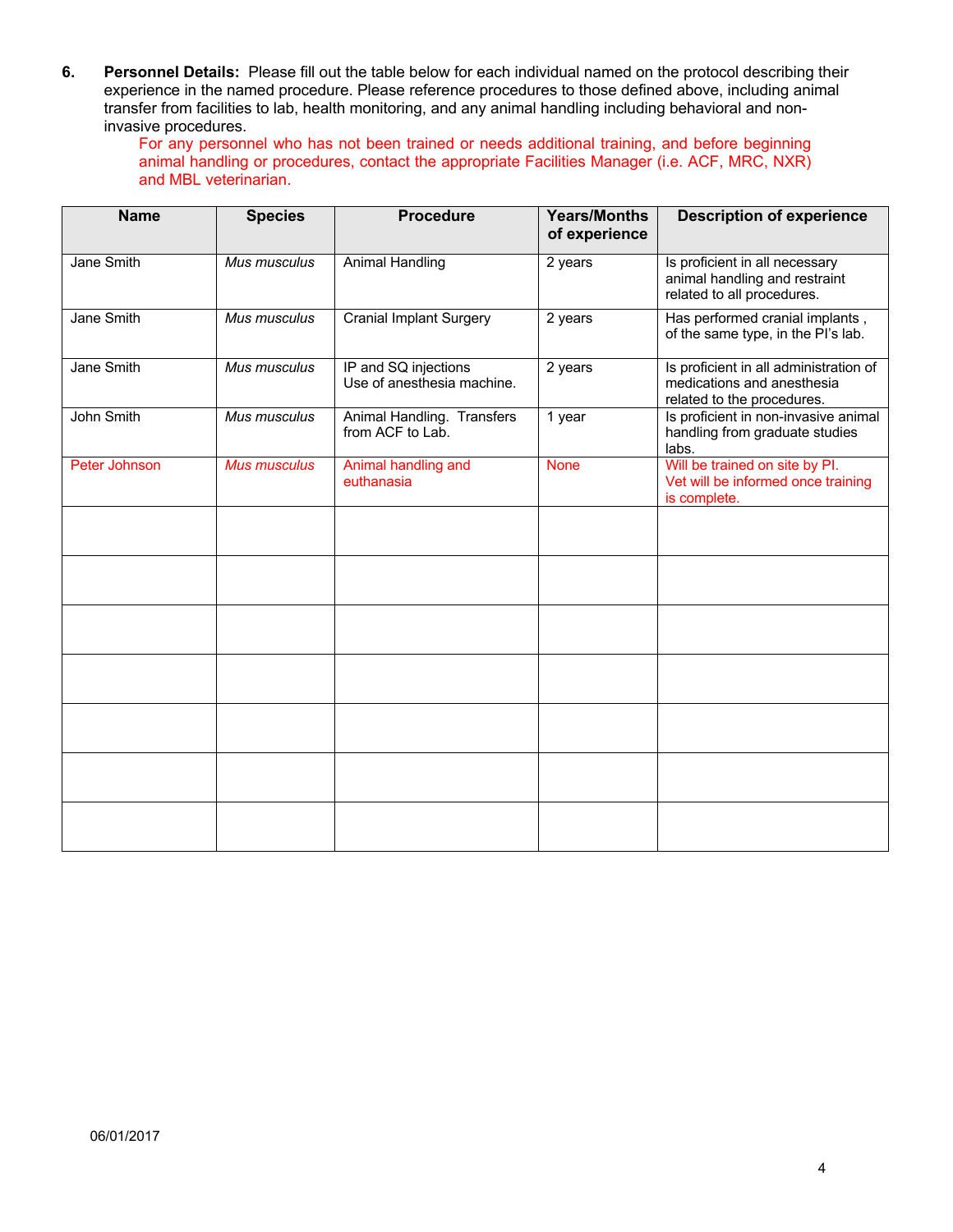**6. Personnel Details:** Please fill out the table below for each individual named on the protocol describing their experience in the named procedure. Please reference procedures to those defined above, including animal transfer from facilities to lab, health monitoring, and any animal handling including behavioral and non-invasive procedures.

For any personnel who has not been trained or needs additional training, and before beginning animal handling or procedures, contact the appropriate Facilities Manager (i.e. ACF, MRC, NXR) and MBL veterinarian.

| Name | Species | Procedure | Years/Months of experience | Description of experience |
|---|---|---|---|---|
| Jane Smith | *Mus musculus* | Animal Handling | 2 years | Is proficient in all necessary animal handling and restraint related to all procedures. |
| Jane Smith | *Mus musculus* | Cranial Implant Surgery | 2 years | Has performed cranial implants , of the same type, in the PI's lab. |
| Jane Smith | *Mus musculus* | IP and SQ injections<br>Use of anesthesia machine. | 2 years | Is proficient in all administration of medications and anesthesia related to the procedures. |
| John Smith | *Mus musculus* | Animal Handling. Transfers from ACF to Lab. | 1 year | Is proficient in non-invasive animal handling from graduate studies labs. |
| Peter Johnson | *Mus musculus* | Animal handling and euthanasia | None | Will be trained on site by PI. Vet will be informed once training is complete. |
| | | | | |
| | | | | |
| | | | | |
| | | | | |
| | | | | |
| | | | | |
| | | | | |

06/01/2017